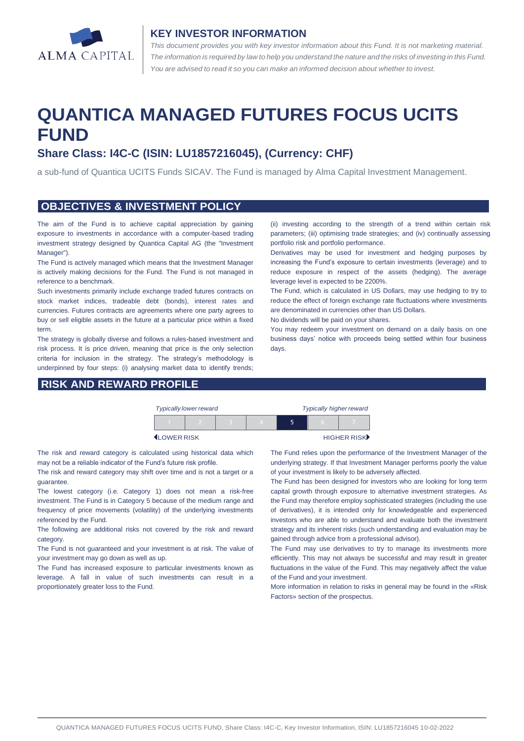## KEY INVESTOR INFORMATION

*This document provides you with key investor information about this Fund. It is not marketing material. The information is required by law to help you understand the nature and the risks of investing in this Fund. You are advised to read it so you can make an informed decision about whether to invest.*

# QUANTICA MANAGED FUTURES FOCUS UCITS FUND

## Share Class: I4C-C (ISIN: LU1857216045), (Currency: CHF)

a sub-fund of Quantica UCITS Funds SICAV. The Fund is managed by Alma Capital Investment Management.

## OBJECTIVES & INVESTMENT POLICY

The aim of the Fund is to achieve capital appreciation by gaining exposure to investments in accordance with a computer-based trading investment strategy designed by Quantica Capital AG (the "Investment Manager").

The Fund is actively managed which means that the Investment Manager is actively making decisions for the Fund. The Fund is not managed in reference to a benchmark.

Such investments primarily include exchange traded futures contracts on stock market indices, tradeable debt (bonds), interest rates and currencies. Futures contracts are agreements where one party agrees to buy or sell eligible assets in the future at a particular price within a fixed term.

The strategy is globally diverse and follows a rules-based investment and risk process. It is price driven, meaning that price is the only selection criteria for inclusion in the strategy. The strategy's methodology is underpinned by four steps: (i) analysing market data to identify trends; (ii) investing according to the strength of a trend within certain risk parameters; (iii) optimising trade strategies; and (iv) continually assessing portfolio risk and portfolio performance.

Derivatives may be used for investment and hedging purposes by increasing the Fund's exposure to certain investments (leverage) and to reduce exposure in respect of the assets (hedging). The average leverage level is expected to be 2200%.

The Fund, which is calculated in US Dollars, may use hedging to try to reduce the effect of foreign exchange rate fluctuations where investments are denominated in currencies other than US Dollars.

No dividends will be paid on your shares.

You may redeem your investment on demand on a daily basis on one business days' notice with proceeds being settled within four business days.

## RISK AND REWARD PROFILE

| *Typically lower reward* | | | | | | *Typically higher reward* |
|---|---|---|---|---|---|---|
| 1 | 2 | 3 | 4 | **5** | 6 | 7 |
| LOWER RISK | | | | | | HIGHER RISK |

The risk and reward category is calculated using historical data which may not be a reliable indicator of the Fund's future risk profile.

The risk and reward category may shift over time and is not a target or a guarantee.

The lowest category (i.e. Category 1) does not mean a risk-free investment. The Fund is in Category 5 because of the medium range and frequency of price movements (volatility) of the underlying investments referenced by the Fund.

The following are additional risks not covered by the risk and reward category.

The Fund is not guaranteed and your investment is at risk. The value of your investment may go down as well as up.

The Fund has increased exposure to particular investments known as leverage. A fall in value of such investments can result in a proportionately greater loss to the Fund.

The Fund relies upon the performance of the Investment Manager of the underlying strategy. If that Investment Manager performs poorly the value of your investment is likely to be adversely affected.

The Fund has been designed for investors who are looking for long term capital growth through exposure to alternative investment strategies. As the Fund may therefore employ sophisticated strategies (including the use of derivatives), it is intended only for knowledgeable and experienced investors who are able to understand and evaluate both the investment strategy and its inherent risks (such understanding and evaluation may be gained through advice from a professional advisor).

The Fund may use derivatives to try to manage its investments more efficiently. This may not always be successful and may result in greater fluctuations in the value of the Fund. This may negatively affect the value of the Fund and your investment.

More information in relation to risks in general may be found in the «Risk Factors» section of the prospectus.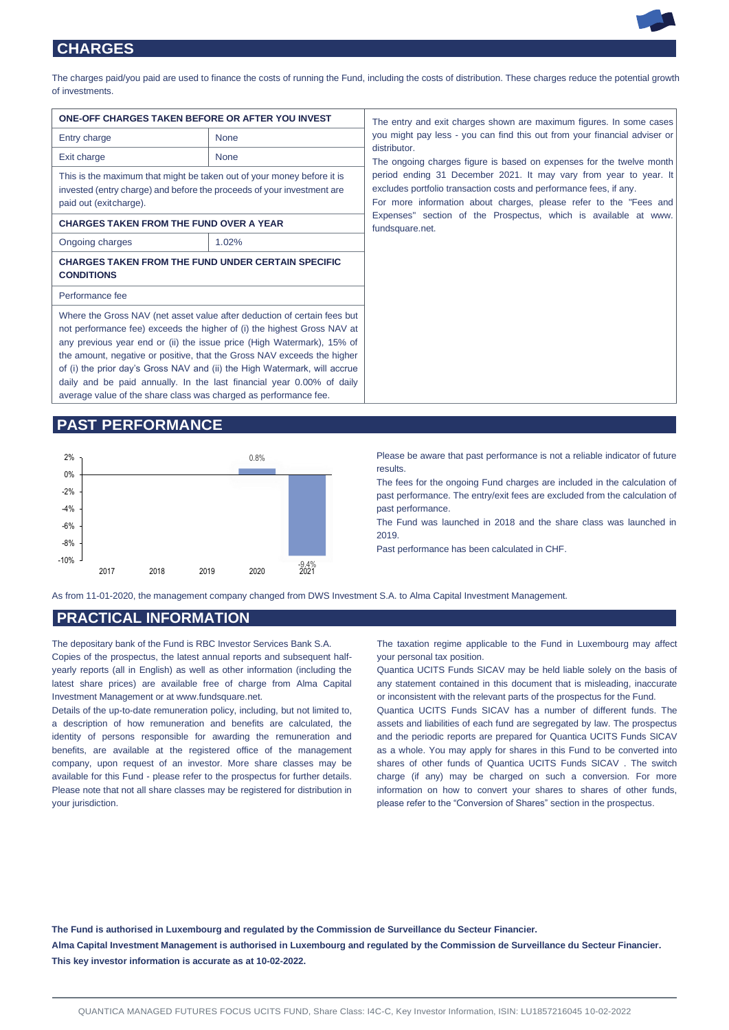## CHARGES

The charges paid/you paid are used to finance the costs of running the Fund, including the costs of distribution. These charges reduce the potential growth of investments.

| ONE-OFF CHARGES TAKEN BEFORE OR AFTER YOU INVEST | |
|---|---|
| Entry charge | None |
| Exit charge | None |

This is the maximum that might be taken out of your money before it is invested (entry charge) and before the proceeds of your investment are paid out (exitcharge).

| CHARGES TAKEN FROM THE FUND OVER A YEAR | |
|---|---|
| Ongoing charges | 1.02% |

**CHARGES TAKEN FROM THE FUND UNDER CERTAIN SPECIFIC CONDITIONS**

Performance fee

Where the Gross NAV (net asset value after deduction of certain fees but not performance fee) exceeds the higher of (i) the highest Gross NAV at any previous year end or (ii) the issue price (High Watermark), 15% of the amount, negative or positive, that the Gross NAV exceeds the higher of (i) the prior day's Gross NAV and (ii) the High Watermark, will accrue daily and be paid annually. In the last financial year 0.00% of daily average value of the share class was charged as performance fee.

The entry and exit charges shown are maximum figures. In some cases you might pay less - you can find this out from your financial adviser or distributor.

The ongoing charges figure is based on expenses for the twelve month period ending 31 December 2021. It may vary from year to year. It excludes portfolio transaction costs and performance fees, if any.

For more information about charges, please refer to the "Fees and Expenses" section of the Prospectus, which is available at www. fundsquare.net.

## PAST PERFORMANCE

2%
0%
-2%
-4%
-6%
-8%
-10%
0.8%
-9.4%
2017
2018
2019
2020
2021

Please be aware that past performance is not a reliable indicator of future results.

The fees for the ongoing Fund charges are included in the calculation of past performance. The entry/exit fees are excluded from the calculation of past performance.

The Fund was launched in 2018 and the share class was launched in 2019.

Past performance has been calculated in CHF.

As from 11-01-2020, the management company changed from DWS Investment S.A. to Alma Capital Investment Management.

## PRACTICAL INFORMATION

The depositary bank of the Fund is RBC Investor Services Bank S.A.

Copies of the prospectus, the latest annual reports and subsequent half-yearly reports (all in English) as well as other information (including the latest share prices) are available free of charge from Alma Capital Investment Management or at www.fundsquare.net.

Details of the up-to-date remuneration policy, including, but not limited to, a description of how remuneration and benefits are calculated, the identity of persons responsible for awarding the remuneration and benefits, are available at the registered office of the management company, upon request of an investor. More share classes may be available for this Fund - please refer to the prospectus for further details. Please note that not all share classes may be registered for distribution in your jurisdiction.

The taxation regime applicable to the Fund in Luxembourg may affect your personal tax position.

Quantica UCITS Funds SICAV may be held liable solely on the basis of any statement contained in this document that is misleading, inaccurate or inconsistent with the relevant parts of the prospectus for the Fund.

Quantica UCITS Funds SICAV has a number of different funds. The assets and liabilities of each fund are segregated by law. The prospectus and the periodic reports are prepared for Quantica UCITS Funds SICAV as a whole. You may apply for shares in this Fund to be converted into shares of other funds of Quantica UCITS Funds SICAV . The switch charge (if any) may be charged on such a conversion. For more information on how to convert your shares to shares of other funds, please refer to the "Conversion of Shares" section in the prospectus.

**The Fund is authorised in Luxembourg and regulated by the Commission de Surveillance du Secteur Financier.**

**Alma Capital Investment Management is authorised in Luxembourg and regulated by the Commission de Surveillance du Secteur Financier.**

**This key investor information is accurate as at 10-02-2022.**